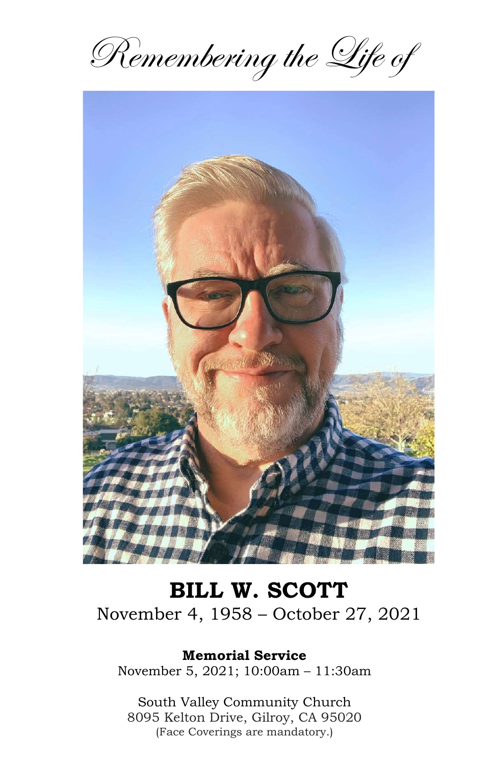*Remembering the Life of*

# BILL W. SCOTT

November 4, 1958 – October 27, 2021

**Memorial Service**

November 5, 2021; 10:00am – 11:30am

South Valley Community Church
8095 Kelton Drive, Gilroy, CA 95020
(Face Coverings are mandatory.)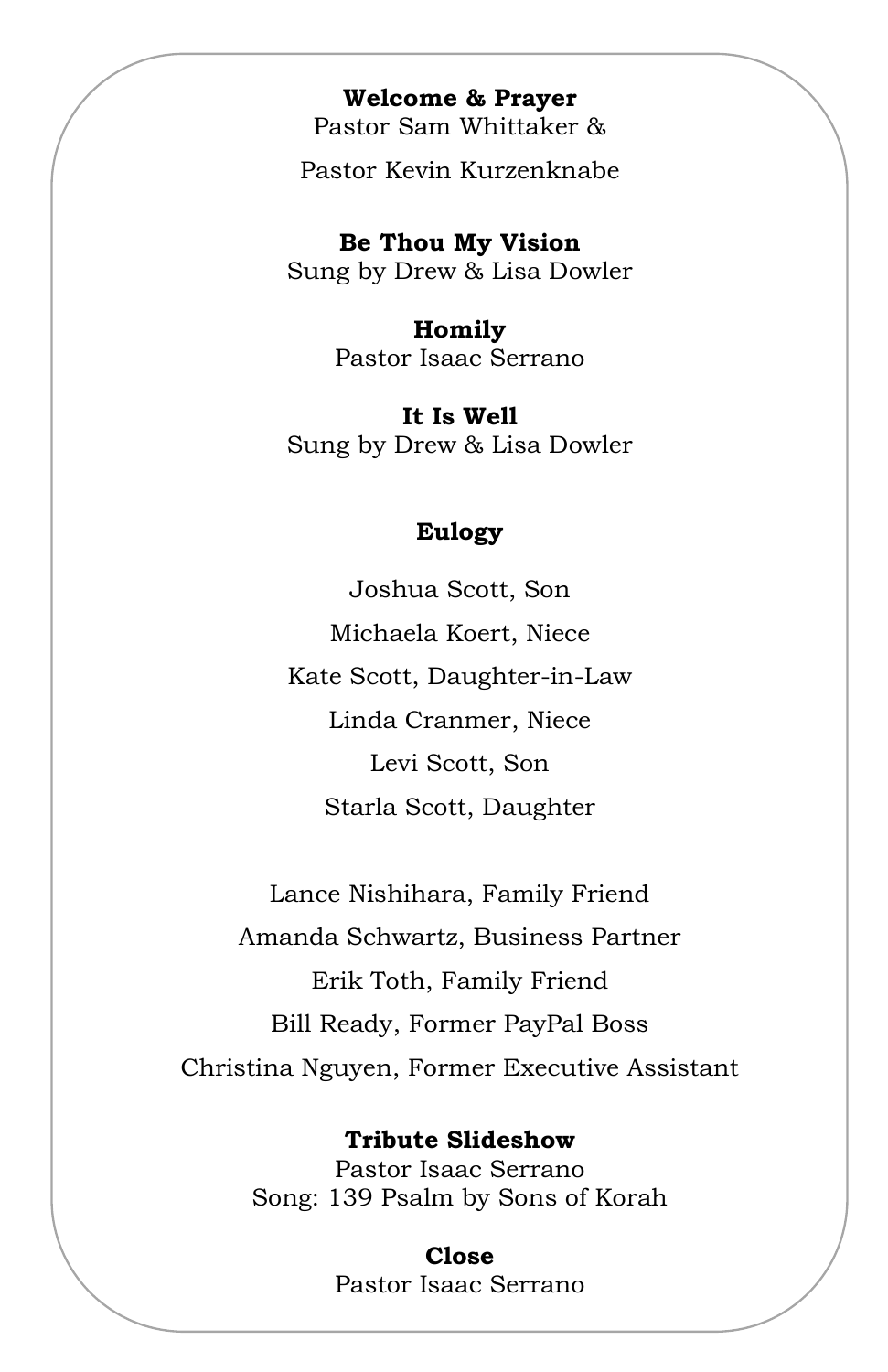**Welcome & Prayer**
Pastor Sam Whittaker &

Pastor Kevin Kurzenknabe

**Be Thou My Vision**
Sung by Drew & Lisa Dowler

**Homily**
Pastor Isaac Serrano

**It Is Well**
Sung by Drew & Lisa Dowler

**Eulogy**

Joshua Scott, Son

Michaela Koert, Niece

Kate Scott, Daughter-in-Law

Linda Cranmer, Niece

Levi Scott, Son

Starla Scott, Daughter

Lance Nishihara, Family Friend

Amanda Schwartz, Business Partner

Erik Toth, Family Friend

Bill Ready, Former PayPal Boss

Christina Nguyen, Former Executive Assistant

**Tribute Slideshow**
Pastor Isaac Serrano
Song: 139 Psalm by Sons of Korah

**Close**
Pastor Isaac Serrano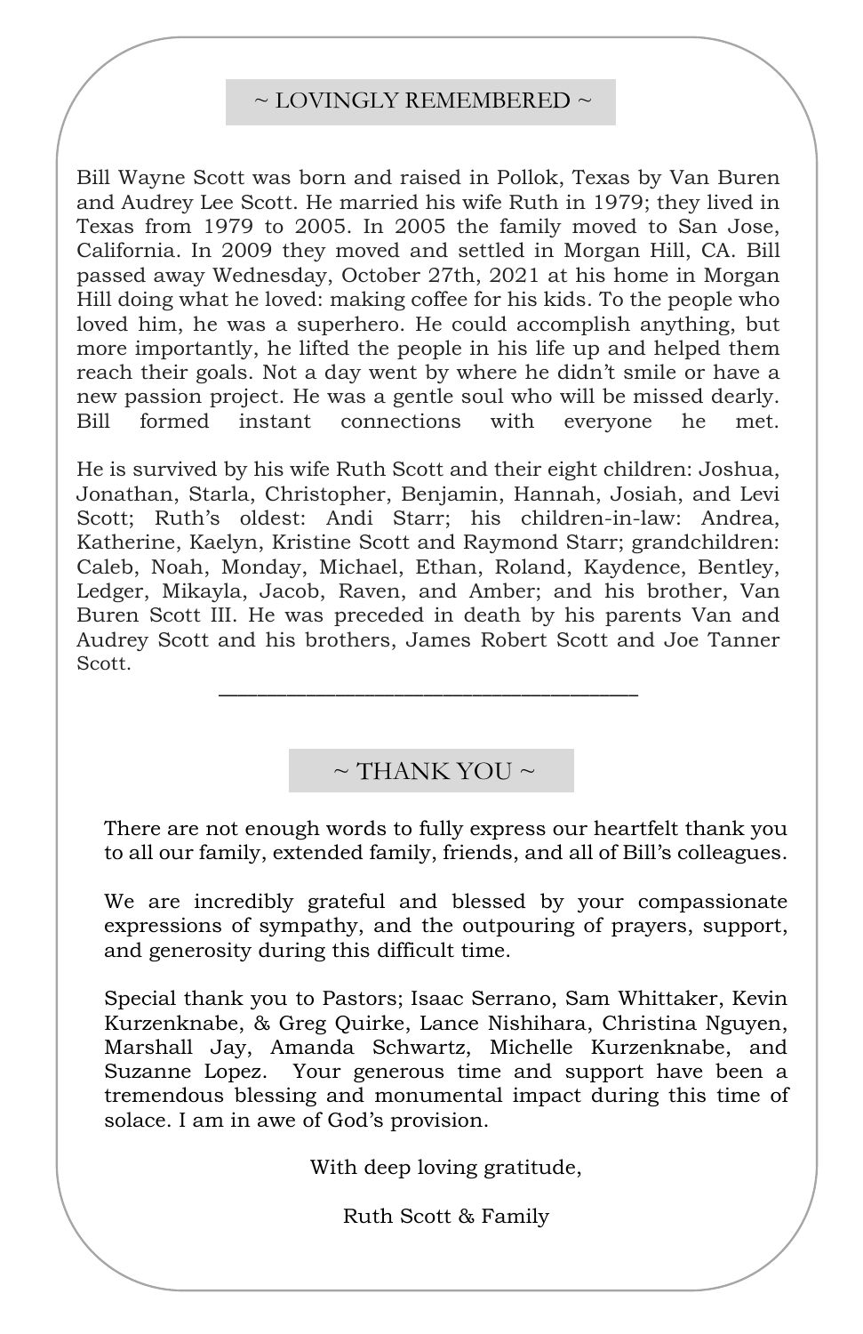## ~ LOVINGLY REMEMBERED ~

Bill Wayne Scott was born and raised in Pollok, Texas by Van Buren and Audrey Lee Scott. He married his wife Ruth in 1979; they lived in Texas from 1979 to 2005. In 2005 the family moved to San Jose, California. In 2009 they moved and settled in Morgan Hill, CA. Bill passed away Wednesday, October 27th, 2021 at his home in Morgan Hill doing what he loved: making coffee for his kids. To the people who loved him, he was a superhero. He could accomplish anything, but more importantly, he lifted the people in his life up and helped them reach their goals. Not a day went by where he didn't smile or have a new passion project. He was a gentle soul who will be missed dearly. Bill formed instant connections with everyone he met.

He is survived by his wife Ruth Scott and their eight children: Joshua, Jonathan, Starla, Christopher, Benjamin, Hannah, Josiah, and Levi Scott; Ruth's oldest: Andi Starr; his children-in-law: Andrea, Katherine, Kaelyn, Kristine Scott and Raymond Starr; grandchildren: Caleb, Noah, Monday, Michael, Ethan, Roland, Kaydence, Bentley, Ledger, Mikayla, Jacob, Raven, and Amber; and his brother, Van Buren Scott III. He was preceded in death by his parents Van and Audrey Scott and his brothers, James Robert Scott and Joe Tanner Scott.

---

## ~ THANK YOU ~

There are not enough words to fully express our heartfelt thank you to all our family, extended family, friends, and all of Bill's colleagues.

We are incredibly grateful and blessed by your compassionate expressions of sympathy, and the outpouring of prayers, support, and generosity during this difficult time.

Special thank you to Pastors; Isaac Serrano, Sam Whittaker, Kevin Kurzenknabe, & Greg Quirke, Lance Nishihara, Christina Nguyen, Marshall Jay, Amanda Schwartz, Michelle Kurzenknabe, and Suzanne Lopez. Your generous time and support have been a tremendous blessing and monumental impact during this time of solace. I am in awe of God's provision.

With deep loving gratitude,

Ruth Scott & Family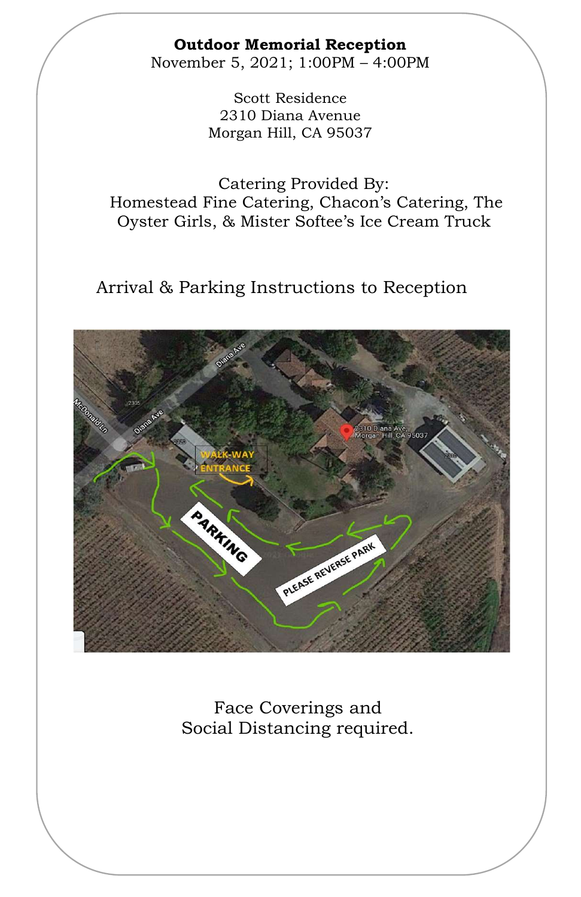**Outdoor Memorial Reception**
November 5, 2021; 1:00PM – 4:00PM

Scott Residence
2310 Diana Avenue
Morgan Hill, CA 95037

Catering Provided By:
Homestead Fine Catering, Chacon's Catering, The Oyster Girls, & Mister Softee's Ice Cream Truck

Arrival & Parking Instructions to Reception

Diana Ave
McDonald Ln
2305
Diana Ave
2320
WALK-WAY ENTRANCE
2310 Diana Ave, Morgan Hill, CA 95037
2310
PARKING
PLEASE REVERSE PARK

Face Coverings and
Social Distancing required.